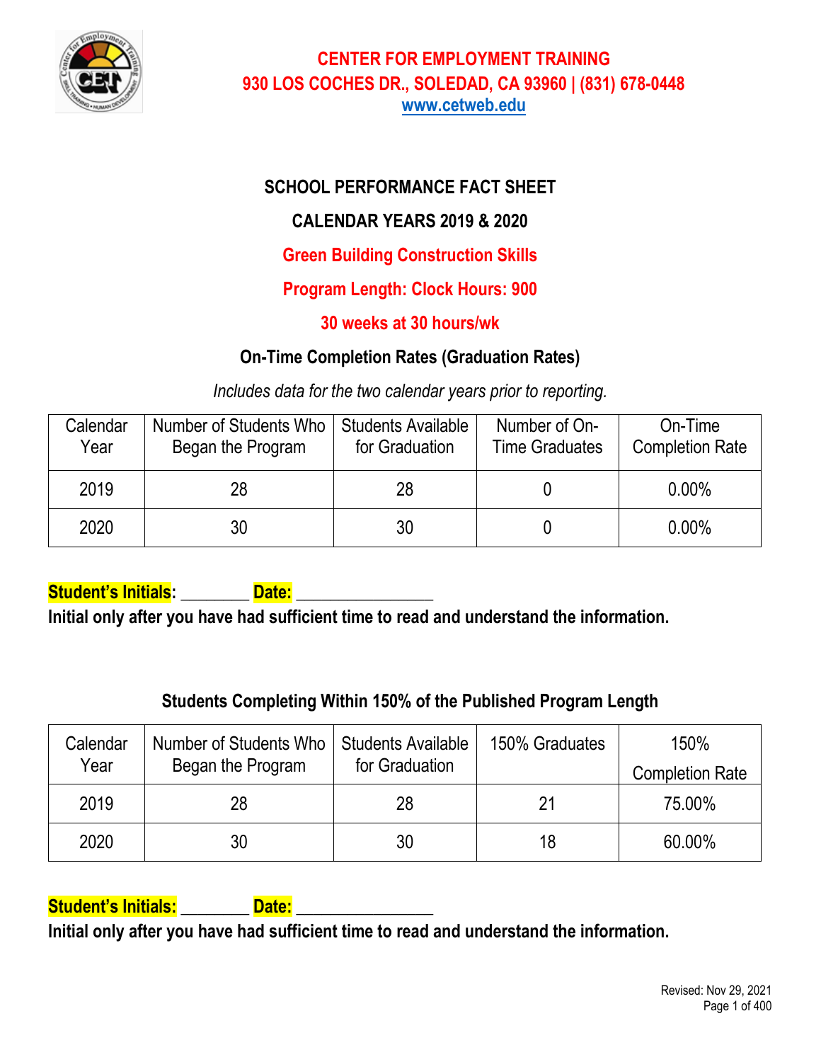# CENTER FOR EMPLOYMENT TRAINING

**930 LOS COCHES DR., SOLEDAD, CA 93960 | (831) 678-0448**

**www.cetweb.edu**

## SCHOOL PERFORMANCE FACT SHEET

## CALENDAR YEARS 2019 & 2020

## Green Building Construction Skills

**Program Length: Clock Hours: 900**

**30 weeks at 30 hours/wk**

### On-Time Completion Rates (Graduation Rates)

*Includes data for the two calendar years prior to reporting.*

| Calendar Year | Number of Students Who Began the Program | Students Available for Graduation | Number of On-Time Graduates | On-Time Completion Rate |
|---|---|---|---|---|
| 2019 | 28 | 28 | 0 | 0.00% |
| 2020 | 30 | 30 | 0 | 0.00% |

**Student's Initials:** ________ **Date:** ________________

**Initial only after you have had sufficient time to read and understand the information.**

### Students Completing Within 150% of the Published Program Length

| Calendar Year | Number of Students Who Began the Program | Students Available for Graduation | 150% Graduates | 150% Completion Rate |
|---|---|---|---|---|
| 2019 | 28 | 28 | 21 | 75.00% |
| 2020 | 30 | 30 | 18 | 60.00% |

**Student's Initials:** ________ **Date:** ________________

**Initial only after you have had sufficient time to read and understand the information.**

Revised: Nov 29, 2021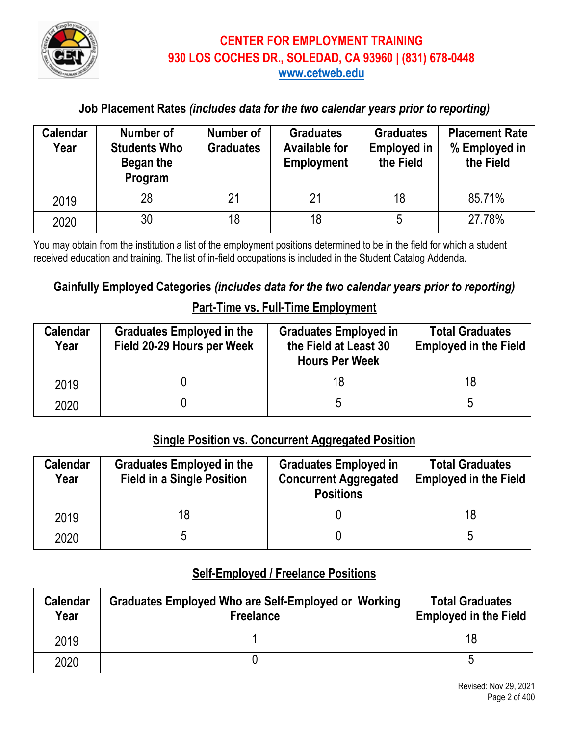# CENTER FOR EMPLOYMENT TRAINING
## 930 LOS COCHES DR., SOLEDAD, CA 93960 | (831) 678-0448
[www.cetweb.edu](http://www.cetweb.edu)

### Job Placement Rates *(includes data for the two calendar years prior to reporting)*

| Calendar Year | Number of Students Who Began the Program | Number of Graduates | Graduates Available for Employment | Graduates Employed in the Field | Placement Rate % Employed in the Field |
|---|---|---|---|---|---|
| 2019 | 28 | 21 | 21 | 18 | 85.71% |
| 2020 | 30 | 18 | 18 | 5 | 27.78% |

You may obtain from the institution a list of the employment positions determined to be in the field for which a student received education and training. The list of in-field occupations is included in the Student Catalog Addenda.

### Gainfully Employed Categories *(includes data for the two calendar years prior to reporting)*

#### Part-Time vs. Full-Time Employment

| Calendar Year | Graduates Employed in the Field 20-29 Hours per Week | Graduates Employed in the Field at Least 30 Hours Per Week | Total Graduates Employed in the Field |
|---|---|---|---|
| 2019 | 0 | 18 | 18 |
| 2020 | 0 | 5 | 5 |

#### Single Position vs. Concurrent Aggregated Position

| Calendar Year | Graduates Employed in the Field in a Single Position | Graduates Employed in Concurrent Aggregated Positions | Total Graduates Employed in the Field |
|---|---|---|---|
| 2019 | 18 | 0 | 18 |
| 2020 | 5 | 0 | 5 |

#### Self-Employed / Freelance Positions

| Calendar Year | Graduates Employed Who are Self-Employed or Working Freelance | Total Graduates Employed in the Field |
|---|---|---|
| 2019 | 1 | 18 |
| 2020 | 0 | 5 |

Revised: Nov 29, 2021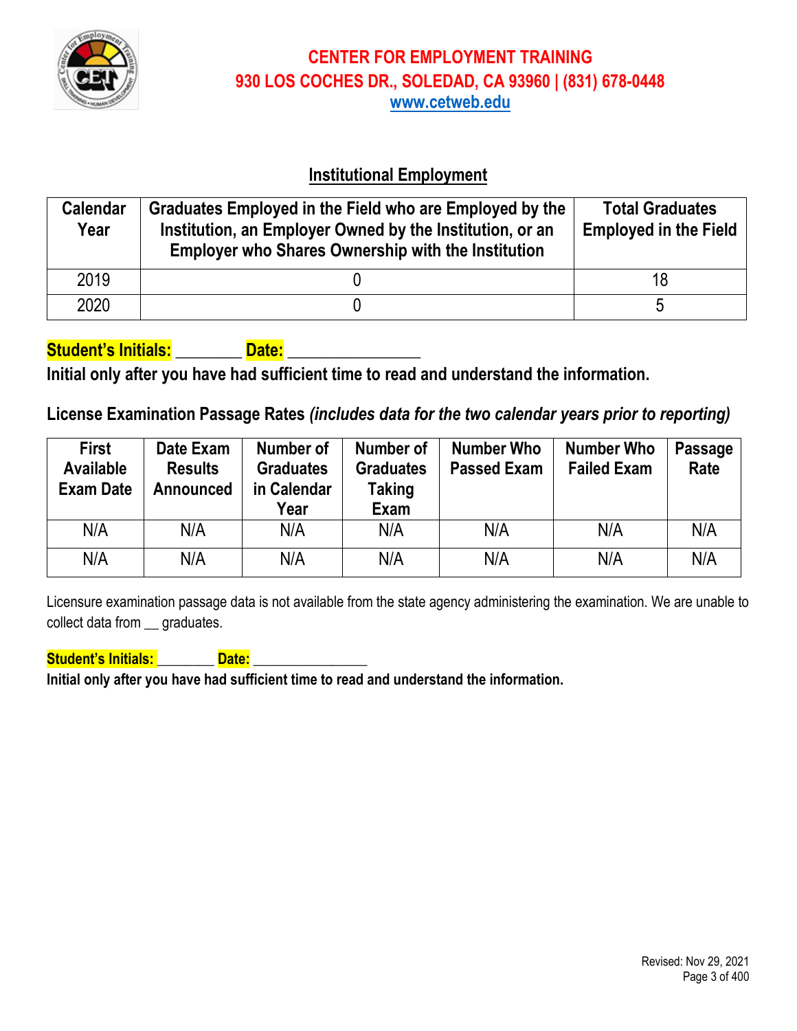# CENTER FOR EMPLOYMENT TRAINING
## 930 LOS COCHES DR., SOLEDAD, CA 93960 | (831) 678-0448
**www.cetweb.edu**

## Institutional Employment

| Calendar Year | Graduates Employed in the Field who are Employed by the Institution, an Employer Owned by the Institution, or an Employer who Shares Ownership with the Institution | Total Graduates Employed in the Field |
|---|---|---|
| 2019 | 0 | 18 |
| 2020 | 0 | 5 |

**Student's Initials:** ________ **Date:** ________________

**Initial only after you have had sufficient time to read and understand the information.**

**License Examination Passage Rates** ***(includes data for the two calendar years prior to reporting)***

| First Available Exam Date | Date Exam Results Announced | Number of Graduates in Calendar Year | Number of Graduates Taking Exam | Number Who Passed Exam | Number Who Failed Exam | Passage Rate |
|---|---|---|---|---|---|---|
| N/A | N/A | N/A | N/A | N/A | N/A | N/A |
| N/A | N/A | N/A | N/A | N/A | N/A | N/A |

Licensure examination passage data is not available from the state agency administering the examination. We are unable to collect data from __ graduates.

**Student's Initials:** ________ **Date:** ________________

**Initial only after you have had sufficient time to read and understand the information.**

Revised: Nov 29, 2021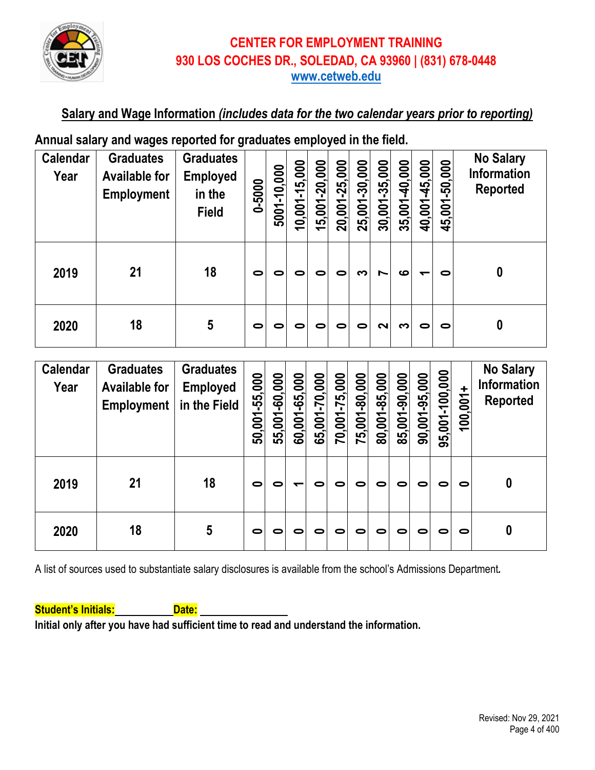# CENTER FOR EMPLOYMENT TRAINING
## 930 LOS COCHES DR., SOLEDAD, CA 93960 | (831) 678-0448
[www.cetweb.edu](http://www.cetweb.edu)

**Salary and Wage Information** ***(includes data for the two calendar years prior to reporting)***

**Annual salary and wages reported for graduates employed in the field.**

| Calendar Year | Graduates Available for Employment | Graduates Employed in the Field | 0-5000 | 5001-10,000 | 10,001-15,000 | 15,001-20,000 | 20,001-25,000 | 25,001-30,000 | 30,001-35,000 | 35,001-40,000 | 40,001-45,000 | 45,001-50,000 | No Salary Information Reported |
|---|---|---|---|---|---|---|---|---|---|---|---|---|---|
| 2019 | 21 | 18 | 0 | 0 | 0 | 0 | 0 | 3 | 7 | 6 | 1 | 0 | 0 |
| 2020 | 18 | 5 | 0 | 0 | 0 | 0 | 0 | 0 | 2 | 3 | 0 | 0 | 0 |

| Calendar Year | Graduates Available for Employment | Graduates Employed in the Field | 50,001-55,000 | 55,001-60,000 | 60,001-65,000 | 65,001-70,000 | 70,001-75,000 | 75,001-80,000 | 80,001-85,000 | 85,001-90,000 | 90,001-95,000 | 95,001-100,000 | 100,001+ | No Salary Information Reported |
|---|---|---|---|---|---|---|---|---|---|---|---|---|---|---|
| 2019 | 21 | 18 | 0 | 0 | 1 | 0 | 0 | 0 | 0 | 0 | 0 | 0 | 0 | 0 |
| 2020 | 18 | 5 | 0 | 0 | 0 | 0 | 0 | 0 | 0 | 0 | 0 | 0 | 0 | 0 |

A list of sources used to substantiate salary disclosures is available from the school's Admissions Department.

**Student's Initials:__________ Date: ______________**

**Initial only after you have had sufficient time to read and understand the information.**

Revised: Nov 29, 2021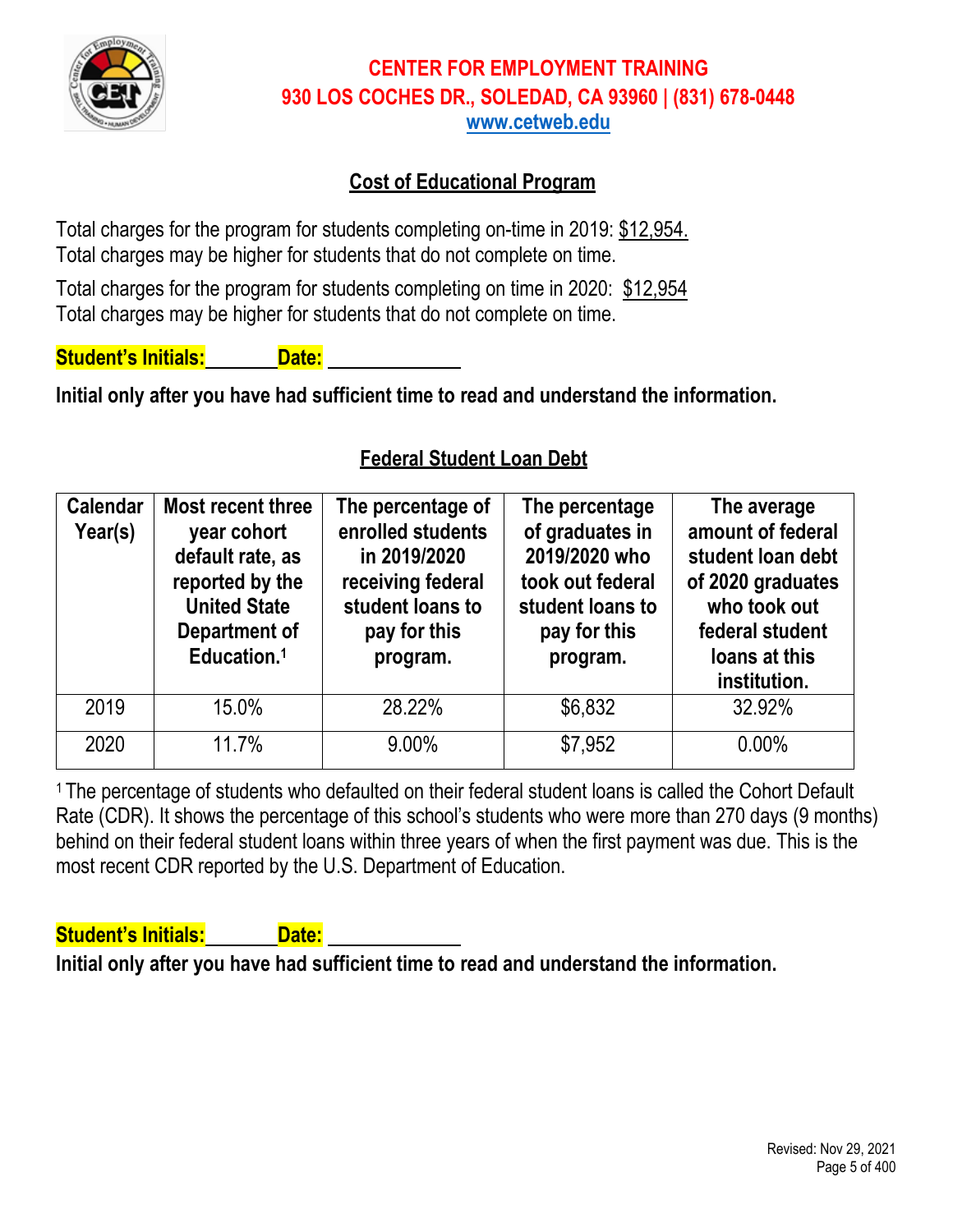# CENTER FOR EMPLOYMENT TRAINING
## 930 LOS COCHES DR., SOLEDAD, CA 93960 | (831) 678-0448
www.cetweb.edu

## Cost of Educational Program

Total charges for the program for students completing on-time in 2019: $12,954.
Total charges may be higher for students that do not complete on time.

Total charges for the program for students completing on time in 2020: $12,954
Total charges may be higher for students that do not complete on time.

**Student's Initials:_______ Date: ____________**

**Initial only after you have had sufficient time to read and understand the information.**

## Federal Student Loan Debt

| Calendar Year(s) | Most recent three year cohort default rate, as reported by the United State Department of Education.[1] | The percentage of enrolled students in 2019/2020 receiving federal student loans to pay for this program. | The percentage of graduates in 2019/2020 who took out federal student loans to pay for this program. | The average amount of federal student loan debt of 2020 graduates who took out federal student loans at this institution. |
|---|---|---|---|---|
| 2019 | 15.0% | 28.22% | $6,832 | 32.92% |
| 2020 | 11.7% | 9.00% | $7,952 | 0.00% |

[1] The percentage of students who defaulted on their federal student loans is called the Cohort Default Rate (CDR). It shows the percentage of this school's students who were more than 270 days (9 months) behind on their federal student loans within three years of when the first payment was due. This is the most recent CDR reported by the U.S. Department of Education.

**Student's Initials:_______ Date: ____________**
**Initial only after you have had sufficient time to read and understand the information.**

Revised: Nov 29, 2021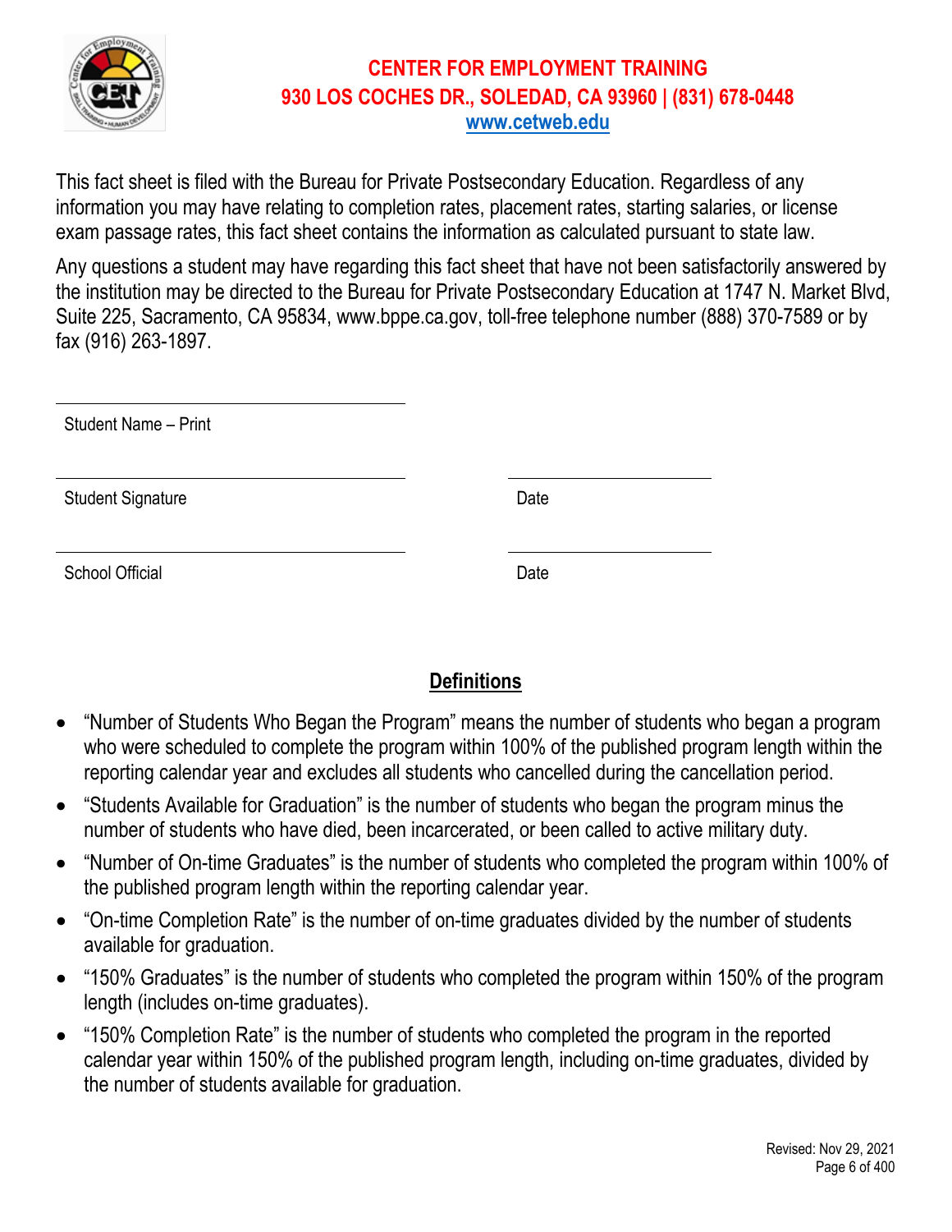**CENTER FOR EMPLOYMENT TRAINING**
**930 LOS COCHES DR., SOLEDAD, CA 93960 | (831) 678-0448**
**www.cetweb.edu**

This fact sheet is filed with the Bureau for Private Postsecondary Education. Regardless of any information you may have relating to completion rates, placement rates, starting salaries, or license exam passage rates, this fact sheet contains the information as calculated pursuant to state law.

Any questions a student may have regarding this fact sheet that have not been satisfactorily answered by the institution may be directed to the Bureau for Private Postsecondary Education at 1747 N. Market Blvd, Suite 225, Sacramento, CA 95834, www.bppe.ca.gov, toll-free telephone number (888) 370-7589 or by fax (916) 263-1897.

\_\_\_\_\_\_\_\_\_\_\_\_\_\_\_\_\_\_\_\_\_\_\_\_\_\_\_\_\_\_
Student Name – Print

\_\_\_\_\_\_\_\_\_\_\_\_\_\_\_\_\_\_\_\_\_\_\_\_\_\_\_\_\_\_ \_\_\_\_\_\_\_\_\_\_\_\_\_\_\_\_
Student Signature Date

\_\_\_\_\_\_\_\_\_\_\_\_\_\_\_\_\_\_\_\_\_\_\_\_\_\_\_\_\_\_ \_\_\_\_\_\_\_\_\_\_\_\_\_\_\_\_
School Official Date

## Definitions

- "Number of Students Who Began the Program" means the number of students who began a program who were scheduled to complete the program within 100% of the published program length within the reporting calendar year and excludes all students who cancelled during the cancellation period.
- "Students Available for Graduation" is the number of students who began the program minus the number of students who have died, been incarcerated, or been called to active military duty.
- "Number of On-time Graduates" is the number of students who completed the program within 100% of the published program length within the reporting calendar year.
- "On-time Completion Rate" is the number of on-time graduates divided by the number of students available for graduation.
- "150% Graduates" is the number of students who completed the program within 150% of the program length (includes on-time graduates).
- "150% Completion Rate" is the number of students who completed the program in the reported calendar year within 150% of the published program length, including on-time graduates, divided by the number of students available for graduation.

Revised: Nov 29, 2021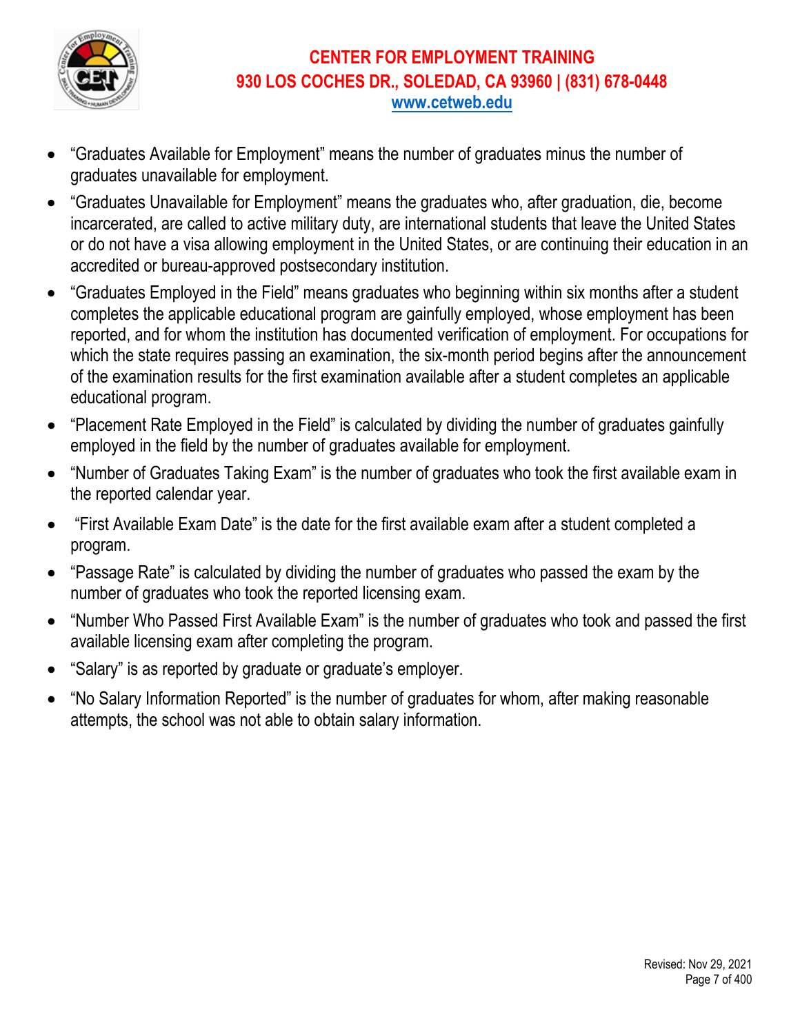- "Graduates Available for Employment" means the number of graduates minus the number of graduates unavailable for employment.
- "Graduates Unavailable for Employment" means the graduates who, after graduation, die, become incarcerated, are called to active military duty, are international students that leave the United States or do not have a visa allowing employment in the United States, or are continuing their education in an accredited or bureau-approved postsecondary institution.
- "Graduates Employed in the Field" means graduates who beginning within six months after a student completes the applicable educational program are gainfully employed, whose employment has been reported, and for whom the institution has documented verification of employment. For occupations for which the state requires passing an examination, the six-month period begins after the announcement of the examination results for the first examination available after a student completes an applicable educational program.
- "Placement Rate Employed in the Field" is calculated by dividing the number of graduates gainfully employed in the field by the number of graduates available for employment.
- "Number of Graduates Taking Exam" is the number of graduates who took the first available exam in the reported calendar year.
- "First Available Exam Date" is the date for the first available exam after a student completed a program.
- "Passage Rate" is calculated by dividing the number of graduates who passed the exam by the number of graduates who took the reported licensing exam.
- "Number Who Passed First Available Exam" is the number of graduates who took and passed the first available licensing exam after completing the program.
- "Salary" is as reported by graduate or graduate's employer.
- "No Salary Information Reported" is the number of graduates for whom, after making reasonable attempts, the school was not able to obtain salary information.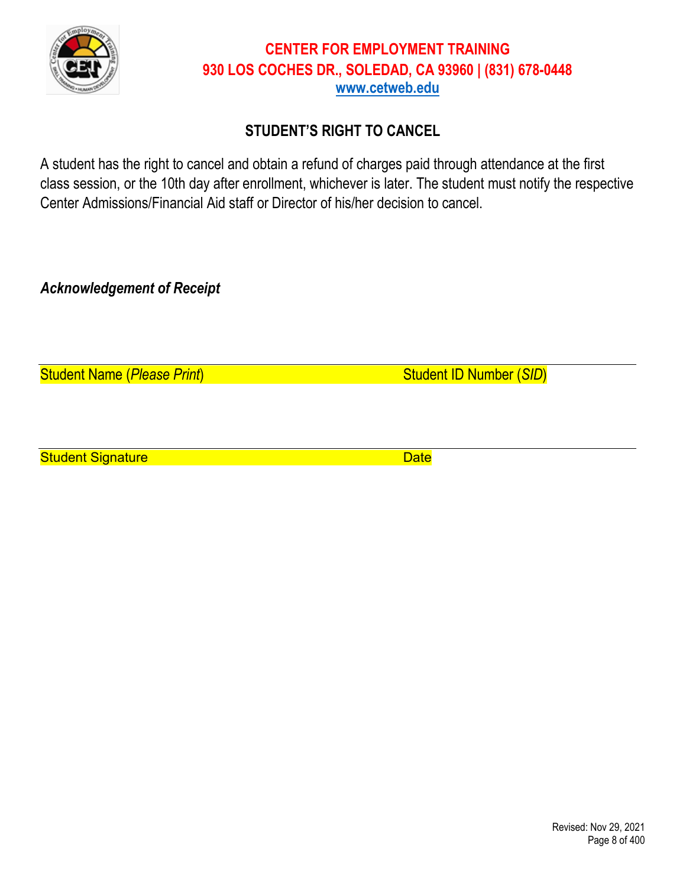**CENTER FOR EMPLOYMENT TRAINING**
**930 LOS COCHES DR., SOLEDAD, CA 93960 | (831) 678-0448**
**www.cetweb.edu**

## STUDENT'S RIGHT TO CANCEL

A student has the right to cancel and obtain a refund of charges paid through attendance at the first class session, or the 10th day after enrollment, whichever is later. The student must notify the respective Center Admissions/Financial Aid staff or Director of his/her decision to cancel.

***Acknowledgement of Receipt***

_______________________________________________________________________________

Student Name (*Please Print*) Student ID Number (*SID*)

_______________________________________________________________________________

Student Signature Date

Revised: Nov 29, 2021